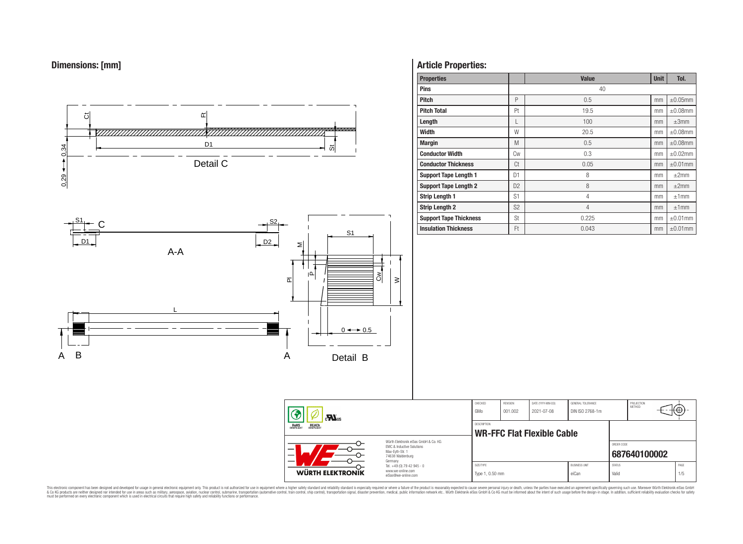## Dimensions: [mm]

Detail C

A-A

Detail B

## Article Properties:

| Properties | | Value | Unit | Tol. |
|---|---|---|---|---|
| **Pins** | | 40 | | |
| **Pitch** | P | 0.5 | mm | ±0.05mm |
| **Pitch Total** | Pt | 19.5 | mm | ±0.08mm |
| **Length** | L | 100 | mm | ±3mm |
| **Width** | W | 20.5 | mm | ±0.08mm |
| **Margin** | M | 0.5 | mm | ±0.08mm |
| **Conductor Width** | Cw | 0.3 | mm | ±0.02mm |
| **Conductor Thickness** | Ct | 0.05 | mm | ±0.01mm |
| **Support Tape Length 1** | D1 | 8 | mm | ±2mm |
| **Support Tape Length 2** | D2 | 8 | mm | ±2mm |
| **Strip Length 1** | S1 | 4 | mm | ±1mm |
| **Strip Length 2** | S2 | 4 | mm | ±1mm |
| **Support Tape Thickness** | St | 0.225 | mm | ±0.01mm |
| **Insulation Thickness** | Ft | 0.043 | mm | ±0.01mm |

| CHECKED | REVISION | DATE (YYYY-MM-DD) | GENERAL TOLERANCE | PROJECTION METHOD |
|---|---|---|---|---|
| GMo | 001.002 | 2021-07-08 | DIN ISO 2768-1m | |

DESCRIPTION: **WR-FFC Flat Flexible Cable**

ORDER CODE: **687640100002**

| SIZE/TYPE | BUSINESS UNIT | STATUS | PAGE |
|---|---|---|---|
| Type 1, 0.50 mm | eiCan | Valid | 1/5 |

Würth Elektronik eiSos GmbH & Co. KG
EMC & Inductive Solutions
Max-Eyth-Str. 1
74638 Waldenburg
Germany
Tel. +49 (0) 79 42 945 - 0
www.we-online.com
eiSos@we-online.com

WÜRTH ELEKTRONIK

This electronic component has been designed and developed for usage in general electronic equipment only. This product is not authorized for use in equipment where a higher safety standard and reliability standard is especially required or where a failure of the product is reasonably expected to cause severe personal injury or death, unless the parties have executed an agreement specifically governing such use. Moreover Würth Elektronik eiSos GmbH & Co KG products are neither designed nor intended for use in areas such as military, aerospace, aviation, nuclear control, submarine, transportation (automotive control, train control, ship control), transportation signal, disaster prevention, medical, public information network etc.. Würth Elektronik eiSos GmbH & Co KG must be informed about the intent of such usage before the design-in stage. In addition, sufficient reliability evaluation checks for safety must be performed on every electronic component which is used in electrical circuits that require high safety and reliability functions or performance.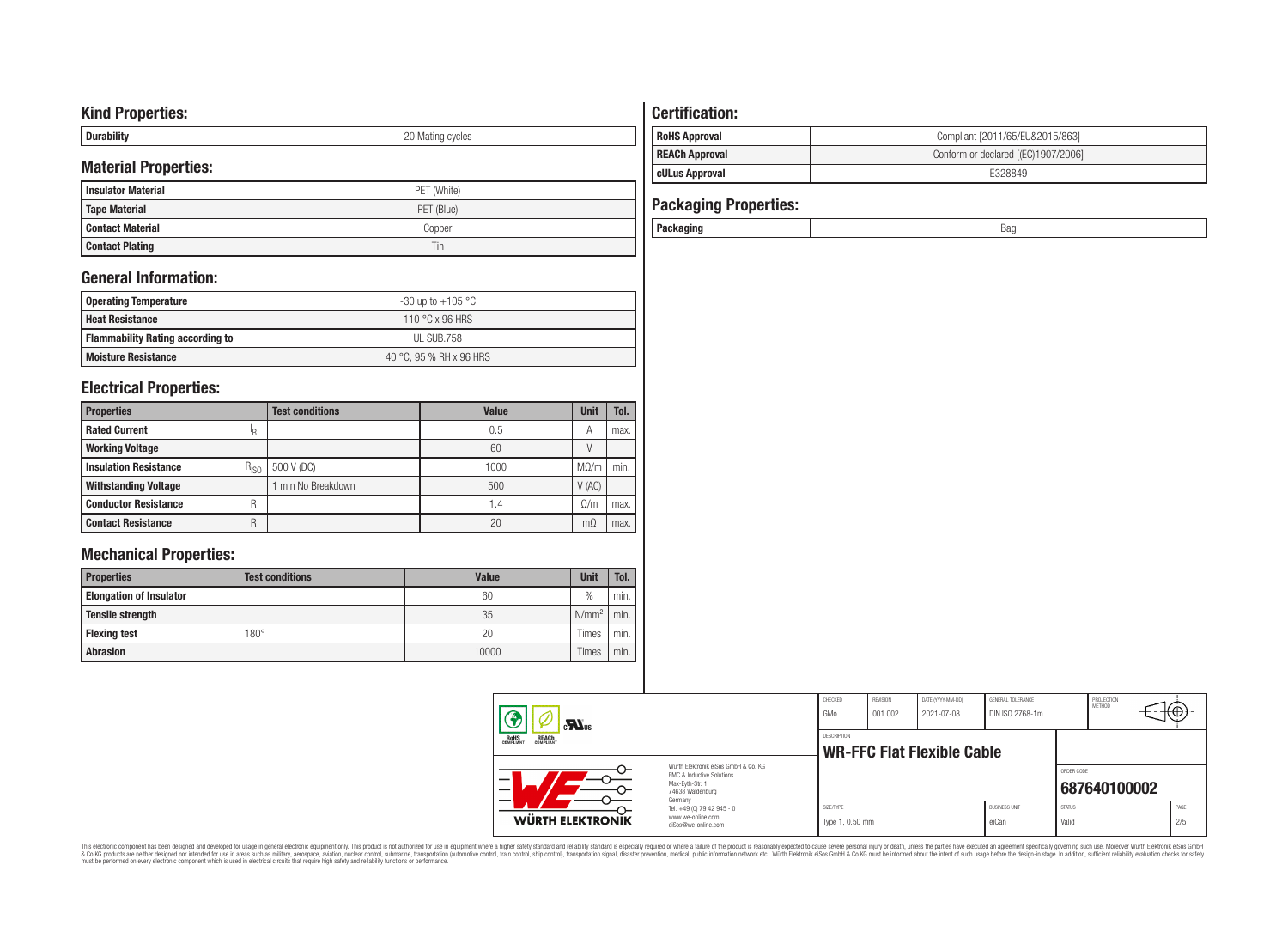## Kind Properties:

| Durability | 20 Mating cycles |
|---|---|

## Material Properties:

| Insulator Material | PET (White) |
|---|---|
| Tape Material | PET (Blue) |
| Contact Material | Copper |
| Contact Plating | Tin |

## General Information:

| Operating Temperature | -30 up to +105 °C |
|---|---|
| Heat Resistance | 110 °C x 96 HRS |
| Flammability Rating according to | UL SUB.758 |
| Moisture Resistance | 40 °C, 95 % RH x 96 HRS |

## Electrical Properties:

| Properties | | Test conditions | Value | Unit | Tol. |
|---|---|---|---|---|---|
| Rated Current | $I_R$ | | 0.5 | A | max. |
| Working Voltage | | | 60 | V | |
| Insulation Resistance | $R_{ISO}$ | 500 V (DC) | 1000 | MΩ/m | min. |
| Withstanding Voltage | | 1 min No Breakdown | 500 | V (AC) | |
| Conductor Resistance | R | | 1.4 | Ω/m | max. |
| Contact Resistance | R | | 20 | mΩ | max. |

## Mechanical Properties:

| Properties | Test conditions | Value | Unit | Tol. |
|---|---|---|---|---|
| Elongation of Insulator | | 60 | % | min. |
| Tensile strength | | 35 | $N/mm^2$ | min. |
| Flexing test | 180° | 20 | Times | min. |
| Abrasion | | 10000 | Times | min. |

## Certification:

| RoHS Approval | Compliant [2011/65/EU&2015/863] |
|---|---|
| REACh Approval | Conform or declared [(EC)1907/2006] |
| cULus Approval | E328849 |

## Packaging Properties:

| Packaging | Bag |
|---|---|

| CHECKED | REVISION | DATE (YYYY-MM-DD) | GENERAL TOLERANCE | PROJECTION METHOD |
|---|---|---|---|---|
| GMo | 001.002 | 2021-07-08 | DIN ISO 2768-1m | |

DESCRIPTION: **WR-FFC Flat Flexible Cable**

ORDER CODE: **687640100002**

Würth Elektronik eiSos GmbH & Co. KG
EMC & Inductive Solutions
Max-Eyth-Str. 1
74638 Waldenburg
Germany
Tel. +49 (0) 79 42 945 - 0
www.we-online.com
eiSos@we-online.com

| SIZE/TYPE | BUSINESS UNIT | STATUS |
|---|---|---|
| Type 1, 0.50 mm | eiCan | Valid |

This electronic component has been designed and developed for usage in general electronic equipment only. This product is not authorized for use in equipment where a higher safety standard and reliability standard is especially required or where a failure of the product is reasonably expected to cause severe personal injury or death, unless the parties have executed an agreement specifically governing such use. Moreover Würth Elektronik eiSos GmbH & Co KG products are neither designed nor intended for use in areas such as military, aerospace, aviation, nuclear control, submarine, transportation (automotive control, train control, ship control), transportation signal, disaster prevention, medical, public information network etc.. Würth Elektronik eiSos GmbH & Co KG must be informed about the intent of such usage before the design-in stage. In addition, sufficient reliability evaluation checks for safety must be performed on every electronic component which is used in electrical circuits that require high safety and reliability functions or performance.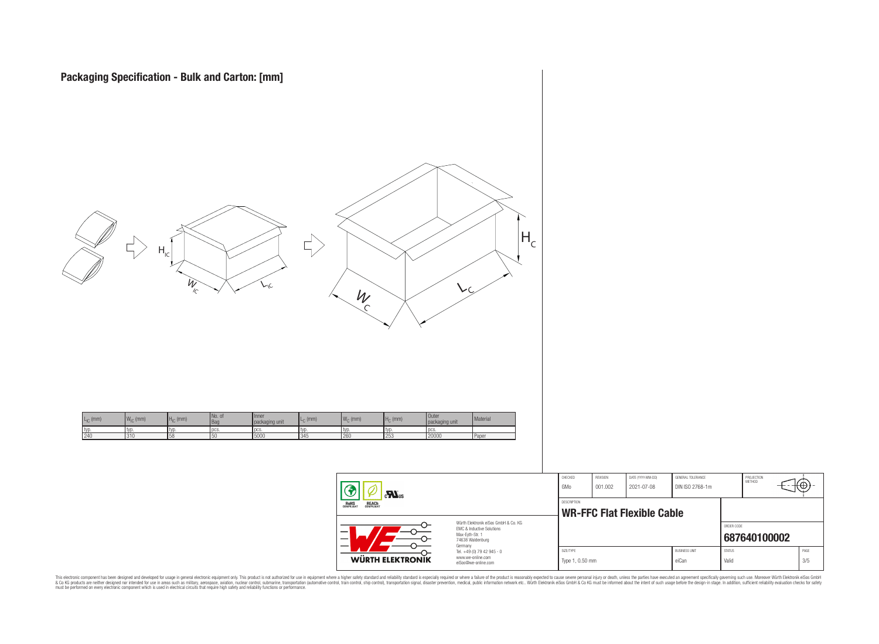## Packaging Specification - Bulk and Carton: [mm]

| $L_{IC}$ (mm) | $W_{IC}$ (mm) | $H_{IC}$ (mm) | No. of Bag | Inner packaging unit | $L_C$ (mm) | $W_C$ (mm) | $H_C$ (mm) | Outer packaging unit | Material |
|---|---|---|---|---|---|---|---|---|---|
| typ. | typ. | typ. | pcs. | pcs. | typ. | typ. | typ. | pcs. | |
| 240 | 310 | 58 | 50 | 5000 | 345 | 260 | 253 | 20000 | Paper |

| CHECKED | REVISION | DATE (YYYY-MM-DD) | GENERAL TOLERANCE | PROJECTION METHOD |
|---|---|---|---|---|
| GMo | 001.002 | 2021-07-08 | DIN ISO 2768-1m | |

DESCRIPTION
**WR-FFC Flat Flexible Cable**

ORDER CODE
**687640100002**

| SIZE/TYPE | BUSINESS UNIT | STATUS | PAGE |
|---|---|---|---|
| Type 1, 0.50 mm | eiCan | Valid | 3/5 |

Würth Elektronik eiSos GmbH & Co. KG
EMC & Inductive Solutions
Max-Eyth-Str. 1
74638 Waldenburg
Germany
Tel. +49 (0) 79 42 945 - 0
www.we-online.com
eiSos@we-online.com

WÜRTH ELEKTRONIK

This electronic component has been designed and developed for usage in general electronic equipment only. This product is not authorized for use in equipment where a higher safety standard and reliability standard is especially required or where a failure of the product is reasonably expected to cause severe personal injury or death, unless the parties have executed an agreement specifically governing such use. Moreover Würth Elektronik eiSos GmbH & Co KG products are neither designed nor intended for use in areas such as military, aerospace, aviation, nuclear control, submarine, transportation (automotive control, train control, ship control), transportation signal, disaster prevention, medical, public information network etc.. Würth Elektronik eiSos GmbH & Co KG must be informed about the intent of such usage before the design-in stage. In addition, sufficient reliability evaluation checks for safety must be performed on every electronic component which is used in electrical circuits that require high safety and reliability functions or performance.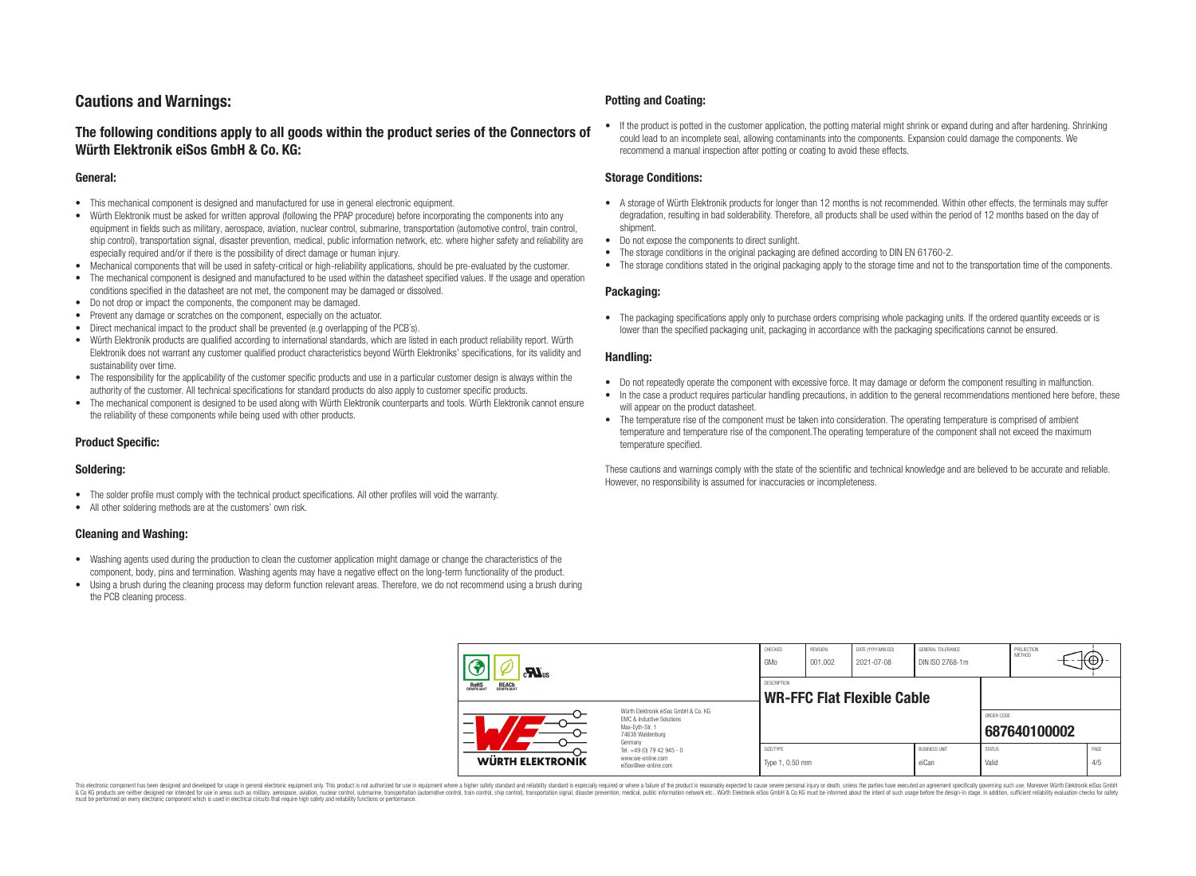# Cautions and Warnings:

## The following conditions apply to all goods within the product series of the Connectors of Würth Elektronik eiSos GmbH & Co. KG:

### General:

- This mechanical component is designed and manufactured for use in general electronic equipment.
- Würth Elektronik must be asked for written approval (following the PPAP procedure) before incorporating the components into any equipment in fields such as military, aerospace, aviation, nuclear control, submarine, transportation (automotive control, train control, ship control), transportation signal, disaster prevention, medical, public information network, etc. where higher safety and reliability are especially required and/or if there is the possibility of direct damage or human injury.
- Mechanical components that will be used in safety-critical or high-reliability applications, should be pre-evaluated by the customer.
- The mechanical component is designed and manufactured to be used within the datasheet specified values. If the usage and operation conditions specified in the datasheet are not met, the component may be damaged or dissolved.
- Do not drop or impact the components, the component may be damaged.
- Prevent any damage or scratches on the component, especially on the actuator.
- Direct mechanical impact to the product shall be prevented (e.g overlapping of the PCB's).
- Würth Elektronik products are qualified according to international standards, which are listed in each product reliability report. Würth Elektronik does not warrant any customer qualified product characteristics beyond Würth Elektroniks' specifications, for its validity and sustainability over time.
- The responsibility for the applicability of the customer specific products and use in a particular customer design is always within the authority of the customer. All technical specifications for standard products do also apply to customer specific products.
- The mechanical component is designed to be used along with Würth Elektronik counterparts and tools. Würth Elektronik cannot ensure the reliability of these components while being used with other products.

### Product Specific:

### Soldering:

- The solder profile must comply with the technical product specifications. All other profiles will void the warranty.
- All other soldering methods are at the customers' own risk.

### Cleaning and Washing:

- Washing agents used during the production to clean the customer application might damage or change the characteristics of the component, body, pins and termination. Washing agents may have a negative effect on the long-term functionality of the product.
- Using a brush during the cleaning process may deform function relevant areas. Therefore, we do not recommend using a brush during the PCB cleaning process.

### Potting and Coating:

- If the product is potted in the customer application, the potting material might shrink or expand during and after hardening. Shrinking could lead to an incomplete seal, allowing contaminants into the components. Expansion could damage the components. We recommend a manual inspection after potting or coating to avoid these effects.

### Storage Conditions:

- A storage of Würth Elektronik products for longer than 12 months is not recommended. Within other effects, the terminals may suffer degradation, resulting in bad solderability. Therefore, all products shall be used within the period of 12 months based on the day of shipment.
- Do not expose the components to direct sunlight.
- The storage conditions in the original packaging are defined according to DIN EN 61760-2.
- The storage conditions stated in the original packaging apply to the storage time and not to the transportation time of the components.

### Packaging:

- The packaging specifications apply only to purchase orders comprising whole packaging units. If the ordered quantity exceeds or is lower than the specified packaging unit, packaging in accordance with the packaging specifications cannot be ensured.

### Handling:

- Do not repeatedly operate the component with excessive force. It may damage or deform the component resulting in malfunction.
- In the case a product requires particular handling precautions, in addition to the general recommendations mentioned here before, these will appear on the product datasheet.
- The temperature rise of the component must be taken into consideration. The operating temperature is comprised of ambient temperature and temperature rise of the component.The operating temperature of the component shall not exceed the maximum temperature specified.

These cautions and warnings comply with the state of the scientific and technical knowledge and are believed to be accurate and reliable. However, no responsibility is assumed for inaccuracies or incompleteness.

| CHECKED | REVISION | DATE (YYYY-MM-DD) | GENERAL TOLERANCE | PROJECTION METHOD |
|---|---|---|---|---|
| GMo | 001.002 | 2021-07-08 | DIN ISO 2768-1m | |

| DESCRIPTION | ORDER CODE |
|---|---|
| **WR-FFC Flat Flexible Cable** | **687640100002** |

| SIZE/TYPE | BUSINESS UNIT | STATUS | PAGE |
|---|---|---|---|
| Type 1, 0.50 mm | eiCan | Valid | 4/5 |

Würth Elektronik eiSos GmbH & Co. KG
EMC & Inductive Solutions
Max-Eyth-Str. 1
74638 Waldenburg
Germany
Tel. +49 (0) 79 42 945 - 0
www.we-online.com
eiSos@we-online.com

This electronic component has been designed and developed for usage in general electronic equipment only. This product is not authorized for use in equipment where a higher safety standard and reliability standard is especially required or where a failure of the product is reasonably expected to cause severe personal injury or death, unless the parties have executed an agreement specifically governing such use. Moreover Würth Elektronik eiSos GmbH & Co KG products are neither designed nor intended for use in areas such as military, aerospace, aviation, nuclear control, submarine, transportation (automotive control, train control, ship control), transportation signal, disaster prevention, medical, public information network etc.. Würth Elektronik eiSos GmbH & Co KG must be informed about the intent of such usage before the design-in stage. In addition, sufficient reliability evaluation checks for safety must be performed on every electronic component which is used in electrical circuits that require high safety and reliability functions or performance.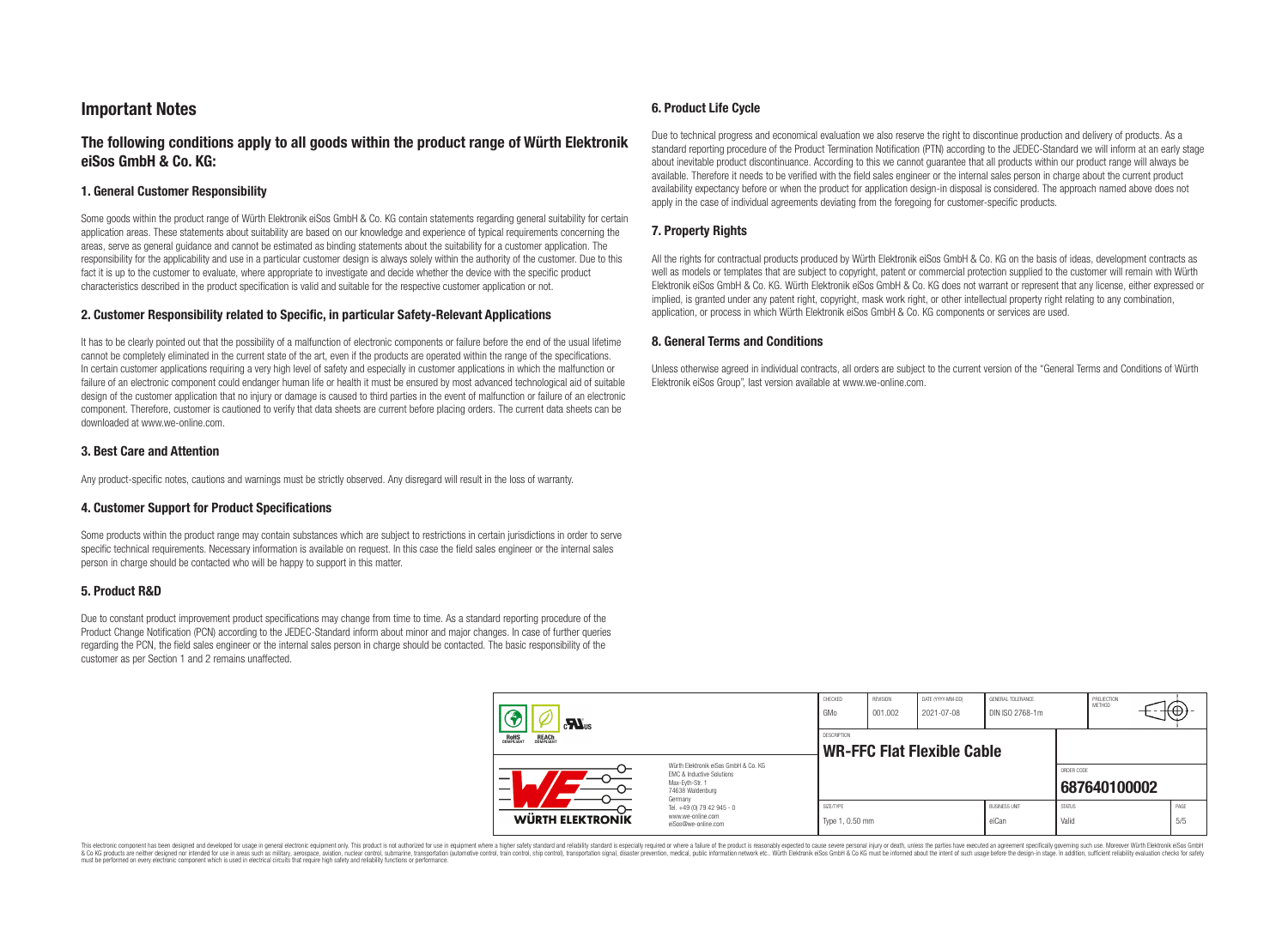# Important Notes

## The following conditions apply to all goods within the product range of Würth Elektronik eiSos GmbH & Co. KG:

### 1. General Customer Responsibility

Some goods within the product range of Würth Elektronik eiSos GmbH & Co. KG contain statements regarding general suitability for certain application areas. These statements about suitability are based on our knowledge and experience of typical requirements concerning the areas, serve as general guidance and cannot be estimated as binding statements about the suitability for a customer application. The responsibility for the applicability and use in a particular customer design is always solely within the authority of the customer. Due to this fact it is up to the customer to evaluate, where appropriate to investigate and decide whether the device with the specific product characteristics described in the product specification is valid and suitable for the respective customer application or not.

### 2. Customer Responsibility related to Specific, in particular Safety-Relevant Applications

It has to be clearly pointed out that the possibility of a malfunction of electronic components or failure before the end of the usual lifetime cannot be completely eliminated in the current state of the art, even if the products are operated within the range of the specifications. In certain customer applications requiring a very high level of safety and especially in customer applications in which the malfunction or failure of an electronic component could endanger human life or health it must be ensured by most advanced technological aid of suitable design of the customer application that no injury or damage is caused to third parties in the event of malfunction or failure of an electronic component. Therefore, customer is cautioned to verify that data sheets are current before placing orders. The current data sheets can be downloaded at www.we-online.com.

### 3. Best Care and Attention

Any product-specific notes, cautions and warnings must be strictly observed. Any disregard will result in the loss of warranty.

### 4. Customer Support for Product Specifications

Some products within the product range may contain substances which are subject to restrictions in certain jurisdictions in order to serve specific technical requirements. Necessary information is available on request. In this case the field sales engineer or the internal sales person in charge should be contacted who will be happy to support in this matter.

### 5. Product R&D

Due to constant product improvement product specifications may change from time to time. As a standard reporting procedure of the Product Change Notification (PCN) according to the JEDEC-Standard inform about minor and major changes. In case of further queries regarding the PCN, the field sales engineer or the internal sales person in charge should be contacted. The basic responsibility of the customer as per Section 1 and 2 remains unaffected.

### 6. Product Life Cycle

Due to technical progress and economical evaluation we also reserve the right to discontinue production and delivery of products. As a standard reporting procedure of the Product Termination Notification (PTN) according to the JEDEC-Standard we will inform at an early stage about inevitable product discontinuance. According to this we cannot guarantee that all products within our product range will always be available. Therefore it needs to be verified with the field sales engineer or the internal sales person in charge about the current product availability expectancy before or when the product for application design-in disposal is considered. The approach named above does not apply in the case of individual agreements deviating from the foregoing for customer-specific products.

### 7. Property Rights

All the rights for contractual products produced by Würth Elektronik eiSos GmbH & Co. KG on the basis of ideas, development contracts as well as models or templates that are subject to copyright, patent or commercial protection supplied to the customer will remain with Würth Elektronik eiSos GmbH & Co. KG. Würth Elektronik eiSos GmbH & Co. KG does not warrant or represent that any license, either expressed or implied, is granted under any patent right, copyright, mask work right, or other intellectual property right relating to any combination, application, or process in which Würth Elektronik eiSos GmbH & Co. KG components or services are used.

### 8. General Terms and Conditions

Unless otherwise agreed in individual contracts, all orders are subject to the current version of the "General Terms and Conditions of Würth Elektronik eiSos Group", last version available at www.we-online.com.

| | | | | | | |
|---|---|---|---|---|---|---|
| CHECKED GMo | REVISION 001.002 | DATE (YYYY-MM-DD) 2021-07-08 | GENERAL TOLERANCE DIN ISO 2768-1m | PROJECTION METHOD | | |
| DESCRIPTION **WR-FFC Flat Flexible Cable** | | | | | | |
| | | | | ORDER CODE **687640100002** | | |
| SIZE/TYPE Type 1, 0.50 mm | | | BUSINESS UNIT eiCan | STATUS Valid | | PAGE 5/5 |

Würth Elektronik eiSos GmbH & Co. KG
EMC & Inductive Solutions
Max-Eyth-Str. 1
74638 Waldenburg
Germany
Tel. +49 (0) 79 42 945 - 0
www.we-online.com
eiSos@we-online.com

This electronic component has been designed and developed for usage in general electronic equipment only. This product is not authorized for use in equipment where a higher safety standard and reliability standard is especially required or where a failure of the product is reasonably expected to cause severe personal injury or death, unless the parties have executed an agreement specifically governing such use. Moreover Würth Elektronik eiSos GmbH & Co KG products are neither designed nor intended for use in areas such as military, aerospace, aviation, nuclear control, submarine, transportation (automotive control, train control, ship control), transportation signal, disaster prevention, medical, public information network etc.. Würth Elektronik eiSos GmbH & Co KG must be informed about the intent of such usage before the design-in stage. In addition, sufficient reliability evaluation checks for safety must be performed on every electronic component which is used in electrical circuits that require high safety and reliability functions or performance.